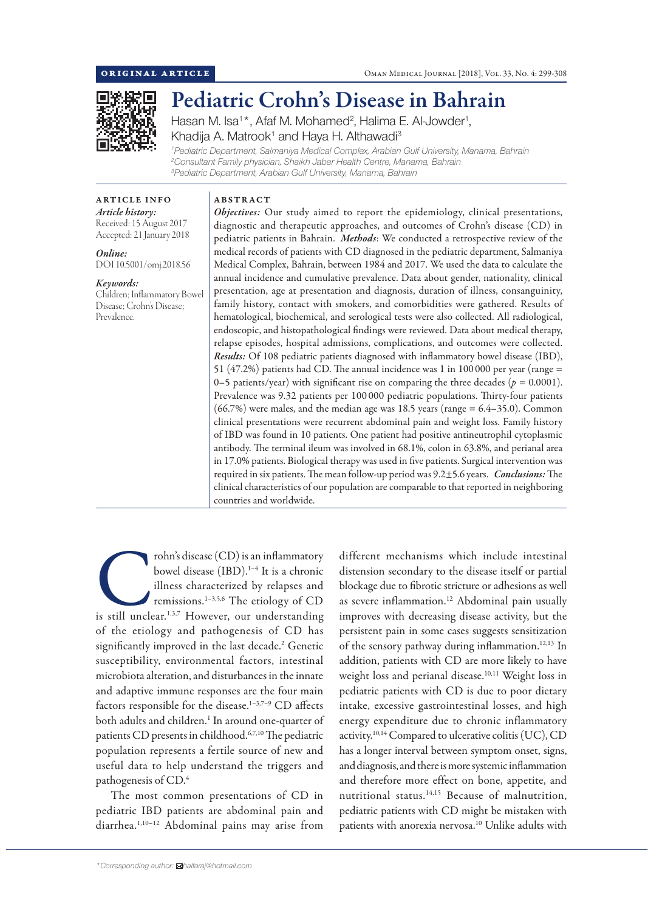ORIGINAL ARTICLE

# Pediatric Crohn's Disease in Bahrain

Hasan M. Isa[1]*, Afaf M. Mohamed[2], Halima E. Al-Jowder[1], Khadija A. Matrook[1] and Haya H. Althawadi[3]

[1]Pediatric Department, Salmaniya Medical Complex, Arabian Gulf University, Manama, Bahrain
[2]Consultant Family physician, Shaikh Jaber Health Centre, Manama, Bahrain
[3]Pediatric Department, Arabian Gulf University, Manama, Bahrain

## ARTICLE INFO

*Article history:*
Received: 15 August 2017
Accepted: 21 January 2018

*Online:*
DOI 10.5001/omj.2018.56

*Keywords:*
Children; Inflammatory Bowel Disease; Crohn's Disease; Prevalence.

## ABSTRACT

***Objectives:*** Our study aimed to report the epidemiology, clinical presentations, diagnostic and therapeutic approaches, and outcomes of Crohn's disease (CD) in pediatric patients in Bahrain. ***Methods***: We conducted a retrospective review of the medical records of patients with CD diagnosed in the pediatric department, Salmaniya Medical Complex, Bahrain, between 1984 and 2017. We used the data to calculate the annual incidence and cumulative prevalence. Data about gender, nationality, clinical presentation, age at presentation and diagnosis, duration of illness, consanguinity, family history, contact with smokers, and comorbidities were gathered. Results of hematological, biochemical, and serological tests were also collected. All radiological, endoscopic, and histopathological findings were reviewed. Data about medical therapy, relapse episodes, hospital admissions, complications, and outcomes were collected. ***Results:*** Of 108 pediatric patients diagnosed with inflammatory bowel disease (IBD), 51 (47.2%) patients had CD. The annual incidence was 1 in 100 000 per year (range = 0–5 patients/year) with significant rise on comparing the three decades ($p = 0.0001$). Prevalence was 9.32 patients per 100 000 pediatric populations. Thirty-four patients (66.7%) were males, and the median age was 18.5 years (range = 6.4–35.0). Common clinical presentations were recurrent abdominal pain and weight loss. Family history of IBD was found in 10 patients. One patient had positive antineutrophil cytoplasmic antibody. The terminal ileum was involved in 68.1%, colon in 63.8%, and perianal area in 17.0% patients. Biological therapy was used in five patients. Surgical intervention was required in six patients. The mean follow-up period was 9.2±5.6 years. ***Conclusions:*** The clinical characteristics of our population are comparable to that reported in neighboring countries and worldwide.

Crohn's disease (CD) is an inflammatory bowel disease (IBD).[1–4] It is a chronic illness characterized by relapses and remissions.[1–3,5,6] The etiology of CD is still unclear.[1,3,7] However, our understanding of the etiology and pathogenesis of CD has significantly improved in the last decade.[2] Genetic susceptibility, environmental factors, intestinal microbiota alteration, and disturbances in the innate and adaptive immune responses are the four main factors responsible for the disease.[1–3,7–9] CD affects both adults and children.[1] In around one-quarter of patients CD presents in childhood.[6,7,10] The pediatric population represents a fertile source of new and useful data to help understand the triggers and pathogenesis of CD.[4]

The most common presentations of CD in pediatric IBD patients are abdominal pain and diarrhea.[1,10–12] Abdominal pains may arise from different mechanisms which include intestinal distension secondary to the disease itself or partial blockage due to fibrotic stricture or adhesions as well as severe inflammation.[12] Abdominal pain usually improves with decreasing disease activity, but the persistent pain in some cases suggests sensitization of the sensory pathway during inflammation.[12,13] In addition, patients with CD are more likely to have weight loss and perianal disease.[10,11] Weight loss in pediatric patients with CD is due to poor dietary intake, excessive gastrointestinal losses, and high energy expenditure due to chronic inflammatory activity.[10,14] Compared to ulcerative colitis (UC), CD has a longer interval between symptom onset, signs, and diagnosis, and there is more systemic inflammation and therefore more effect on bone, appetite, and nutritional status.[14,15] Because of malnutrition, pediatric patients with CD might be mistaken with patients with anorexia nervosa.[10] Unlike adults with

*Corresponding author: halfaraj@hotmail.com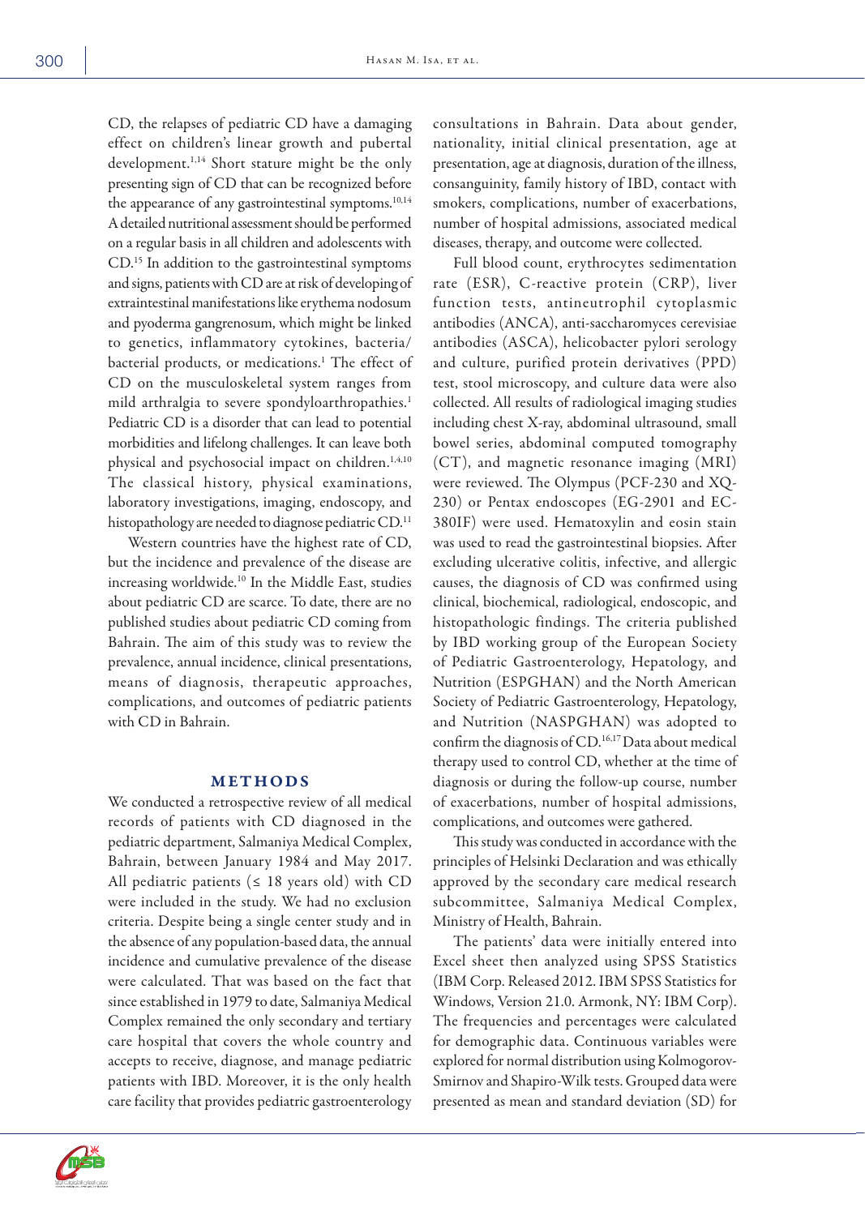CD, the relapses of pediatric CD have a damaging effect on children's linear growth and pubertal development.[1,14] Short stature might be the only presenting sign of CD that can be recognized before the appearance of any gastrointestinal symptoms.[10,14] A detailed nutritional assessment should be performed on a regular basis in all children and adolescents with CD.[15] In addition to the gastrointestinal symptoms and signs, patients with CD are at risk of developing of extraintestinal manifestations like erythema nodosum and pyoderma gangrenosum, which might be linked to genetics, inflammatory cytokines, bacteria/bacterial products, or medications.[1] The effect of CD on the musculoskeletal system ranges from mild arthralgia to severe spondyloarthropathies.[1] Pediatric CD is a disorder that can lead to potential morbidities and lifelong challenges. It can leave both physical and psychosocial impact on children.[1,4,10] The classical history, physical examinations, laboratory investigations, imaging, endoscopy, and histopathology are needed to diagnose pediatric CD.[11]

Western countries have the highest rate of CD, but the incidence and prevalence of the disease are increasing worldwide.[10] In the Middle East, studies about pediatric CD are scarce. To date, there are no published studies about pediatric CD coming from Bahrain. The aim of this study was to review the prevalence, annual incidence, clinical presentations, means of diagnosis, therapeutic approaches, complications, and outcomes of pediatric patients with CD in Bahrain.

## METHODS

We conducted a retrospective review of all medical records of patients with CD diagnosed in the pediatric department, Salmaniya Medical Complex, Bahrain, between January 1984 and May 2017. All pediatric patients (≤ 18 years old) with CD were included in the study. We had no exclusion criteria. Despite being a single center study and in the absence of any population-based data, the annual incidence and cumulative prevalence of the disease were calculated. That was based on the fact that since established in 1979 to date, Salmaniya Medical Complex remained the only secondary and tertiary care hospital that covers the whole country and accepts to receive, diagnose, and manage pediatric patients with IBD. Moreover, it is the only health care facility that provides pediatric gastroenterology consultations in Bahrain. Data about gender, nationality, initial clinical presentation, age at presentation, age at diagnosis, duration of the illness, consanguinity, family history of IBD, contact with smokers, complications, number of exacerbations, number of hospital admissions, associated medical diseases, therapy, and outcome were collected.

Full blood count, erythrocytes sedimentation rate (ESR), C-reactive protein (CRP), liver function tests, antineutrophil cytoplasmic antibodies (ANCA), anti-saccharomyces cerevisiae antibodies (ASCA), helicobacter pylori serology and culture, purified protein derivatives (PPD) test, stool microscopy, and culture data were also collected. All results of radiological imaging studies including chest X-ray, abdominal ultrasound, small bowel series, abdominal computed tomography (CT), and magnetic resonance imaging (MRI) were reviewed. The Olympus (PCF-230 and XQ-230) or Pentax endoscopes (EG-2901 and EC-380IF) were used. Hematoxylin and eosin stain was used to read the gastrointestinal biopsies. After excluding ulcerative colitis, infective, and allergic causes, the diagnosis of CD was confirmed using clinical, biochemical, radiological, endoscopic, and histopathologic findings. The criteria published by IBD working group of the European Society of Pediatric Gastroenterology, Hepatology, and Nutrition (ESPGHAN) and the North American Society of Pediatric Gastroenterology, Hepatology, and Nutrition (NASPGHAN) was adopted to confirm the diagnosis of CD.[16,17] Data about medical therapy used to control CD, whether at the time of diagnosis or during the follow-up course, number of exacerbations, number of hospital admissions, complications, and outcomes were gathered.

This study was conducted in accordance with the principles of Helsinki Declaration and was ethically approved by the secondary care medical research subcommittee, Salmaniya Medical Complex, Ministry of Health, Bahrain.

The patients' data were initially entered into Excel sheet then analyzed using SPSS Statistics (IBM Corp. Released 2012. IBM SPSS Statistics for Windows, Version 21.0. Armonk, NY: IBM Corp). The frequencies and percentages were calculated for demographic data. Continuous variables were explored for normal distribution using Kolmogorov-Smirnov and Shapiro-Wilk tests. Grouped data were presented as mean and standard deviation (SD) for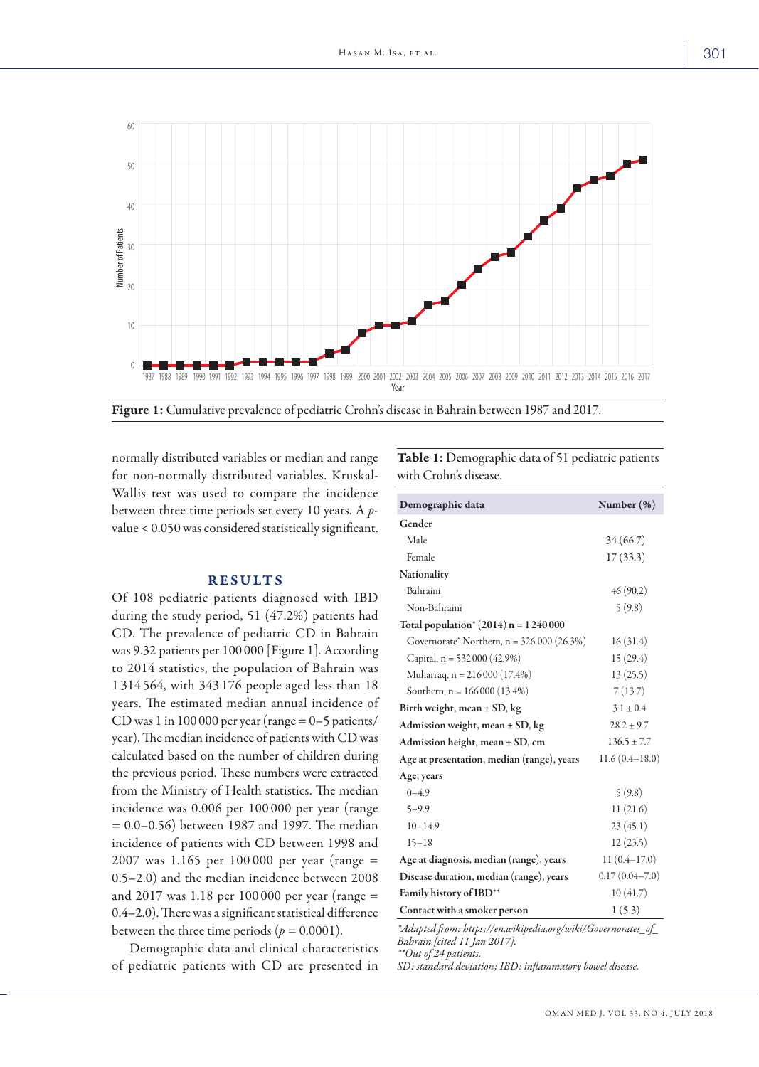Figure 1: Cumulative prevalence of pediatric Crohn's disease in Bahrain between 1987 and 2017.

normally distributed variables or median and range for non-normally distributed variables. Kruskal-Wallis test was used to compare the incidence between three time periods set every 10 years. A $p$-value < 0.050 was considered statistically significant.

## RESULTS

Of 108 pediatric patients diagnosed with IBD during the study period, 51 (47.2%) patients had CD. The prevalence of pediatric CD in Bahrain was 9.32 patients per 100 000 [Figure 1]. According to 2014 statistics, the population of Bahrain was 1 314 564, with 343 176 people aged less than 18 years. The estimated median annual incidence of CD was 1 in 100 000 per year (range = 0–5 patients/year). The median incidence of patients with CD was calculated based on the number of children during the previous period. These numbers were extracted from the Ministry of Health statistics. The median incidence was 0.006 per 100 000 per year (range = 0.0–0.56) between 1987 and 1997. The median incidence of patients with CD between 1998 and 2007 was 1.165 per 100 000 per year (range = 0.5–2.0) and the median incidence between 2008 and 2017 was 1.18 per 100 000 per year (range = 0.4–2.0). There was a significant statistical difference between the three time periods ($p = 0.0001$).

Demographic data and clinical characteristics of pediatric patients with CD are presented in

**Table 1:** Demographic data of 51 pediatric patients with Crohn's disease.

| Demographic data | Number (%) |
|---|---|
| **Gender** | |
| Male | 34 (66.7) |
| Female | 17 (33.3) |
| **Nationality** | |
| Bahraini | 46 (90.2) |
| Non-Bahraini | 5 (9.8) |
| **Total population* (2014) n = 1 240 000** | |
| Governorate* Northern, n = 326 000 (26.3%) | 16 (31.4) |
| Capital, n = 532 000 (42.9%) | 15 (29.4) |
| Muharraq, n = 216 000 (17.4%) | 13 (25.5) |
| Southern, n = 166 000 (13.4%) | 7 (13.7) |
| **Birth weight, mean ± SD, kg** | 3.1 ± 0.4 |
| **Admission weight, mean ± SD, kg** | 28.2 ± 9.7 |
| **Admission height, mean ± SD, cm** | 136.5 ± 7.7 |
| **Age at presentation, median (range), years** | 11.6 (0.4–18.0) |
| **Age, years** | |
| 0–4.9 | 5 (9.8) |
| 5–9.9 | 11 (21.6) |
| 10–14.9 | 23 (45.1) |
| 15–18 | 12 (23.5) |
| **Age at diagnosis, median (range), years** | 11 (0.4–17.0) |
| **Disease duration, median (range), years** | 0.17 (0.04–7.0) |
| **Family history of IBD**** | 10 (41.7) |
| **Contact with a smoker person** | 1 (5.3) |

*Adapted from: https://en.wikipedia.org/wiki/Governorates_of_Bahrain [cited 11 Jan 2017].
**Out of 24 patients.
SD: standard deviation; IBD: inflammatory bowel disease.*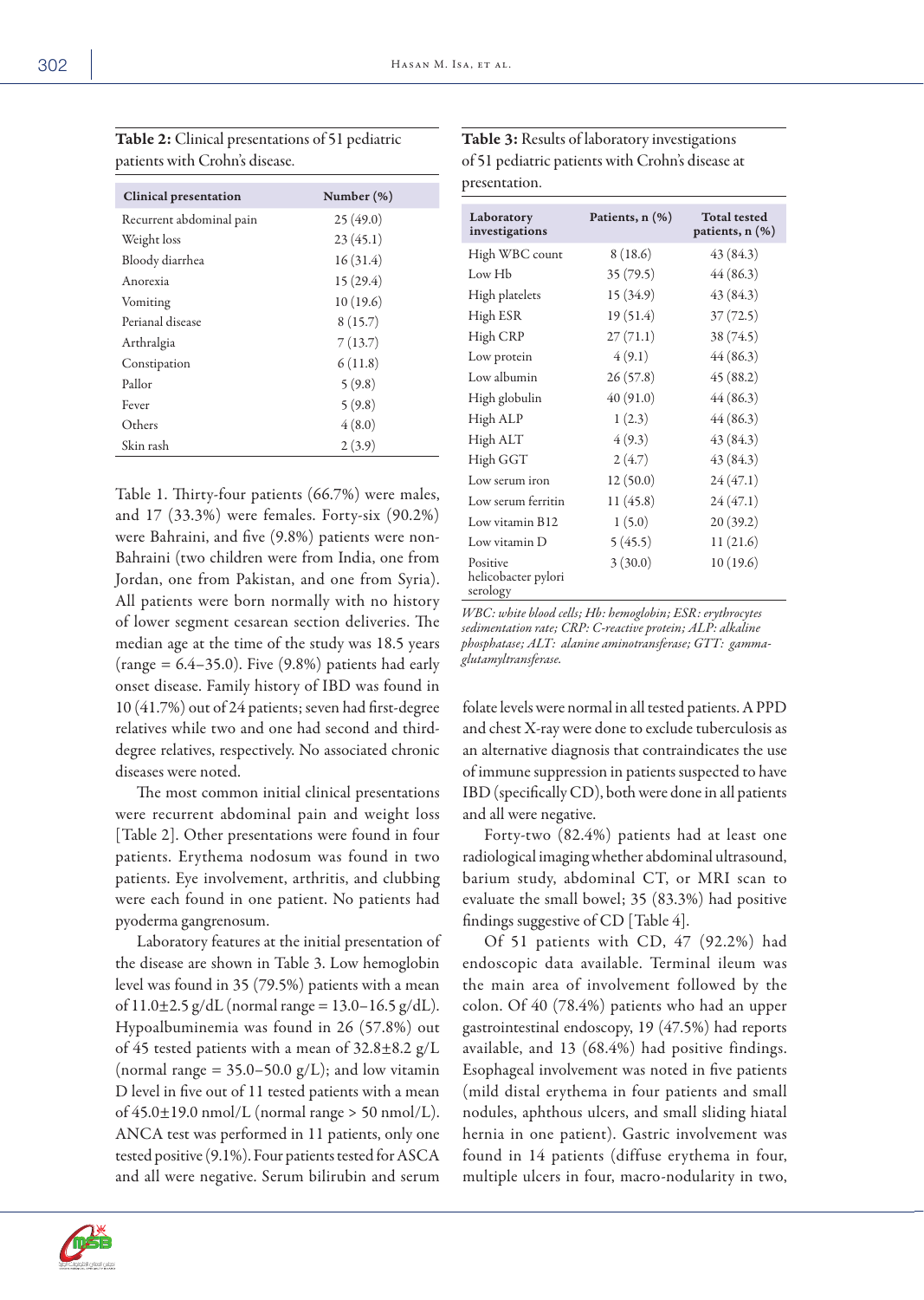**Table 2:** Clinical presentations of 51 pediatric patients with Crohn's disease.

| Clinical presentation | Number (%) |
|---|---|
| Recurrent abdominal pain | 25 (49.0) |
| Weight loss | 23 (45.1) |
| Bloody diarrhea | 16 (31.4) |
| Anorexia | 15 (29.4) |
| Vomiting | 10 (19.6) |
| Perianal disease | 8 (15.7) |
| Arthralgia | 7 (13.7) |
| Constipation | 6 (11.8) |
| Pallor | 5 (9.8) |
| Fever | 5 (9.8) |
| Others | 4 (8.0) |
| Skin rash | 2 (3.9) |

Table 1. Thirty-four patients (66.7%) were males, and 17 (33.3%) were females. Forty-six (90.2%) were Bahraini, and five (9.8%) patients were non-Bahraini (two children were from India, one from Jordan, one from Pakistan, and one from Syria). All patients were born normally with no history of lower segment cesarean section deliveries. The median age at the time of the study was 18.5 years (range = 6.4–35.0). Five (9.8%) patients had early onset disease. Family history of IBD was found in 10 (41.7%) out of 24 patients; seven had first-degree relatives while two and one had second and third-degree relatives, respectively. No associated chronic diseases were noted.

The most common initial clinical presentations were recurrent abdominal pain and weight loss [Table 2]. Other presentations were found in four patients. Erythema nodosum was found in two patients. Eye involvement, arthritis, and clubbing were each found in one patient. No patients had pyoderma gangrenosum.

Laboratory features at the initial presentation of the disease are shown in Table 3. Low hemoglobin level was found in 35 (79.5%) patients with a mean of 11.0±2.5 g/dL (normal range = 13.0–16.5 g/dL). Hypoalbuminemia was found in 26 (57.8%) out of 45 tested patients with a mean of 32.8±8.2 g/L (normal range = 35.0–50.0 g/L); and low vitamin D level in five out of 11 tested patients with a mean of 45.0±19.0 nmol/L (normal range > 50 nmol/L). ANCA test was performed in 11 patients, only one tested positive (9.1%). Four patients tested for ASCA and all were negative. Serum bilirubin and serum folate levels were normal in all tested patients. A PPD and chest X-ray were done to exclude tuberculosis as an alternative diagnosis that contraindicates the use of immune suppression in patients suspected to have IBD (specifically CD), both were done in all patients and all were negative.

**Table 3:** Results of laboratory investigations of 51 pediatric patients with Crohn's disease at presentation.

| Laboratory investigations | Patients, n (%) | Total tested patients, n (%) |
|---|---|---|
| High WBC count | 8 (18.6) | 43 (84.3) |
| Low Hb | 35 (79.5) | 44 (86.3) |
| High platelets | 15 (34.9) | 43 (84.3) |
| High ESR | 19 (51.4) | 37 (72.5) |
| High CRP | 27 (71.1) | 38 (74.5) |
| Low protein | 4 (9.1) | 44 (86.3) |
| Low albumin | 26 (57.8) | 45 (88.2) |
| High globulin | 40 (91.0) | 44 (86.3) |
| High ALP | 1 (2.3) | 44 (86.3) |
| High ALT | 4 (9.3) | 43 (84.3) |
| High GGT | 2 (4.7) | 43 (84.3) |
| Low serum iron | 12 (50.0) | 24 (47.1) |
| Low serum ferritin | 11 (45.8) | 24 (47.1) |
| Low vitamin B12 | 1 (5.0) | 20 (39.2) |
| Low vitamin D | 5 (45.5) | 11 (21.6) |
| Positive helicobacter pylori serology | 3 (30.0) | 10 (19.6) |

*WBC: white blood cells; Hb: hemoglobin; ESR: erythrocytes sedimentation rate; CRP: C-reactive protein; ALP: alkaline phosphatase; ALT: alanine aminotransferase; GTT: gamma-glutamyltransferase.*

Forty-two (82.4%) patients had at least one radiological imaging whether abdominal ultrasound, barium study, abdominal CT, or MRI scan to evaluate the small bowel; 35 (83.3%) had positive findings suggestive of CD [Table 4].

Of 51 patients with CD, 47 (92.2%) had endoscopic data available. Terminal ileum was the main area of involvement followed by the colon. Of 40 (78.4%) patients who had an upper gastrointestinal endoscopy, 19 (47.5%) had reports available, and 13 (68.4%) had positive findings. Esophageal involvement was noted in five patients (mild distal erythema in four patients and small nodules, aphthous ulcers, and small sliding hiatal hernia in one patient). Gastric involvement was found in 14 patients (diffuse erythema in four, multiple ulcers in four, macro-nodularity in two,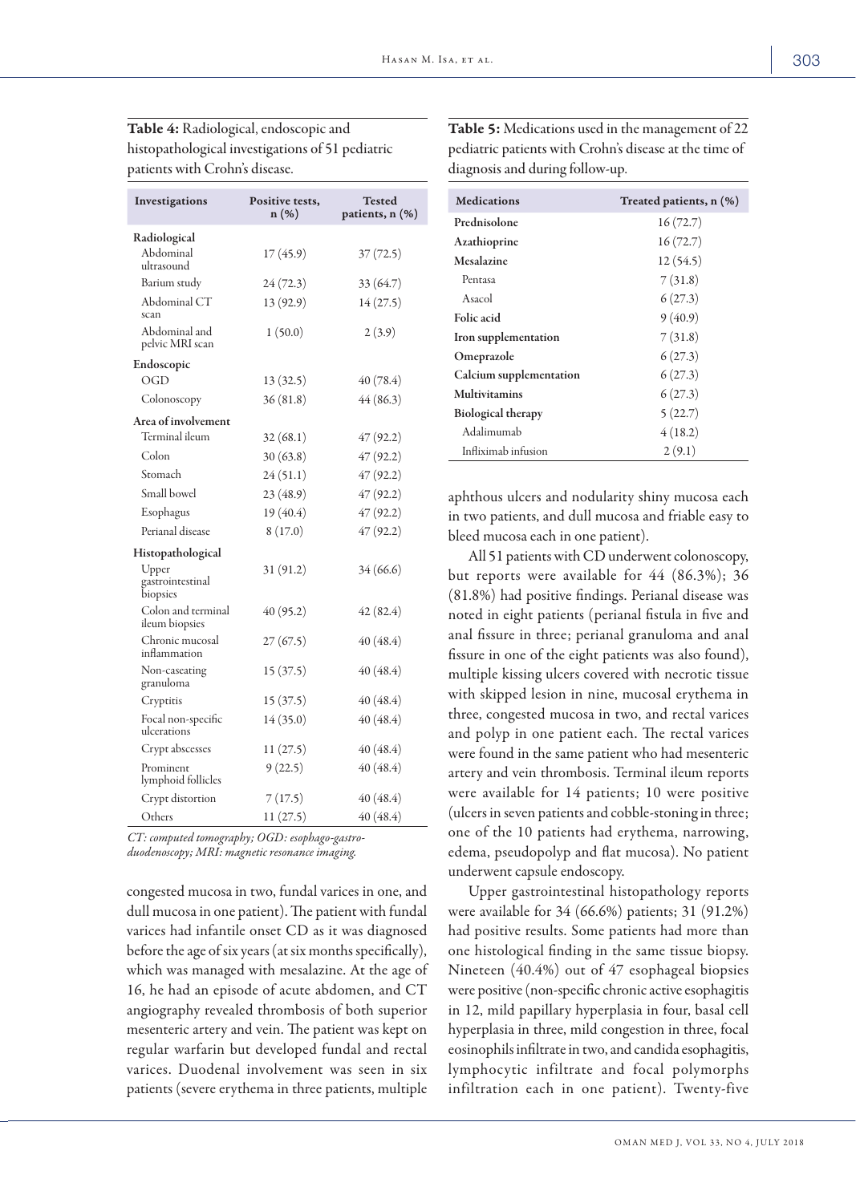**Table 4:** Radiological, endoscopic and histopathological investigations of 51 pediatric patients with Crohn's disease.

| Investigations | Positive tests, n (%) | Tested patients, n (%) |
|---|---|---|
| **Radiological** | | |
| Abdominal ultrasound | 17 (45.9) | 37 (72.5) |
| Barium study | 24 (72.3) | 33 (64.7) |
| Abdominal CT scan | 13 (92.9) | 14 (27.5) |
| Abdominal and pelvic MRI scan | 1 (50.0) | 2 (3.9) |
| **Endoscopic** | | |
| OGD | 13 (32.5) | 40 (78.4) |
| Colonoscopy | 36 (81.8) | 44 (86.3) |
| **Area of involvement** | | |
| Terminal ileum | 32 (68.1) | 47 (92.2) |
| Colon | 30 (63.8) | 47 (92.2) |
| Stomach | 24 (51.1) | 47 (92.2) |
| Small bowel | 23 (48.9) | 47 (92.2) |
| Esophagus | 19 (40.4) | 47 (92.2) |
| Perianal disease | 8 (17.0) | 47 (92.2) |
| **Histopathological** | | |
| Upper gastrointestinal biopsies | 31 (91.2) | 34 (66.6) |
| Colon and terminal ileum biopsies | 40 (95.2) | 42 (82.4) |
| Chronic mucosal inflammation | 27 (67.5) | 40 (48.4) |
| Non-caseating granuloma | 15 (37.5) | 40 (48.4) |
| Cryptitis | 15 (37.5) | 40 (48.4) |
| Focal non-specific ulcerations | 14 (35.0) | 40 (48.4) |
| Crypt abscesses | 11 (27.5) | 40 (48.4) |
| Prominent lymphoid follicles | 9 (22.5) | 40 (48.4) |
| Crypt distortion | 7 (17.5) | 40 (48.4) |
| Others | 11 (27.5) | 40 (48.4) |

*CT: computed tomography; OGD: esophago-gastro-duodenoscopy; MRI: magnetic resonance imaging.*

congested mucosa in two, fundal varices in one, and dull mucosa in one patient). The patient with fundal varices had infantile onset CD as it was diagnosed before the age of six years (at six months specifically), which was managed with mesalazine. At the age of 16, he had an episode of acute abdomen, and CT angiography revealed thrombosis of both superior mesenteric artery and vein. The patient was kept on regular warfarin but developed fundal and rectal varices. Duodenal involvement was seen in six patients (severe erythema in three patients, multiple aphthous ulcers and nodularity shiny mucosa each in two patients, and dull mucosa and friable easy to bleed mucosa each in one patient).

All 51 patients with CD underwent colonoscopy, but reports were available for 44 (86.3%); 36 (81.8%) had positive findings. Perianal disease was noted in eight patients (perianal fistula in five and anal fissure in three; perianal granuloma and anal fissure in one of the eight patients was also found), multiple kissing ulcers covered with necrotic tissue with skipped lesion in nine, mucosal erythema in three, congested mucosa in two, and rectal varices and polyp in one patient each. The rectal varices were found in the same patient who had mesenteric artery and vein thrombosis. Terminal ileum reports were available for 14 patients; 10 were positive (ulcers in seven patients and cobble-stoning in three; one of the 10 patients had erythema, narrowing, edema, pseudopolyp and flat mucosa). No patient underwent capsule endoscopy.

Upper gastrointestinal histopathology reports were available for 34 (66.6%) patients; 31 (91.2%) had positive results. Some patients had more than one histological finding in the same tissue biopsy. Nineteen (40.4%) out of 47 esophageal biopsies were positive (non-specific chronic active esophagitis in 12, mild papillary hyperplasia in four, basal cell hyperplasia in three, mild congestion in three, focal eosinophils infiltrate in two, and candida esophagitis, lymphocytic infiltrate and focal polymorphs infiltration each in one patient). Twenty-five

**Table 5:** Medications used in the management of 22 pediatric patients with Crohn's disease at the time of diagnosis and during follow-up.

| Medications | Treated patients, n (%) |
|---|---|
| **Prednisolone** | 16 (72.7) |
| **Azathioprine** | 16 (72.7) |
| **Mesalazine** | 12 (54.5) |
| Pentasa | 7 (31.8) |
| Asacol | 6 (27.3) |
| **Folic acid** | 9 (40.9) |
| **Iron supplementation** | 7 (31.8) |
| **Omeprazole** | 6 (27.3) |
| **Calcium supplementation** | 6 (27.3) |
| **Multivitamins** | 6 (27.3) |
| **Biological therapy** | 5 (22.7) |
| Adalimumab | 4 (18.2) |
| Infliximab infusion | 2 (9.1) |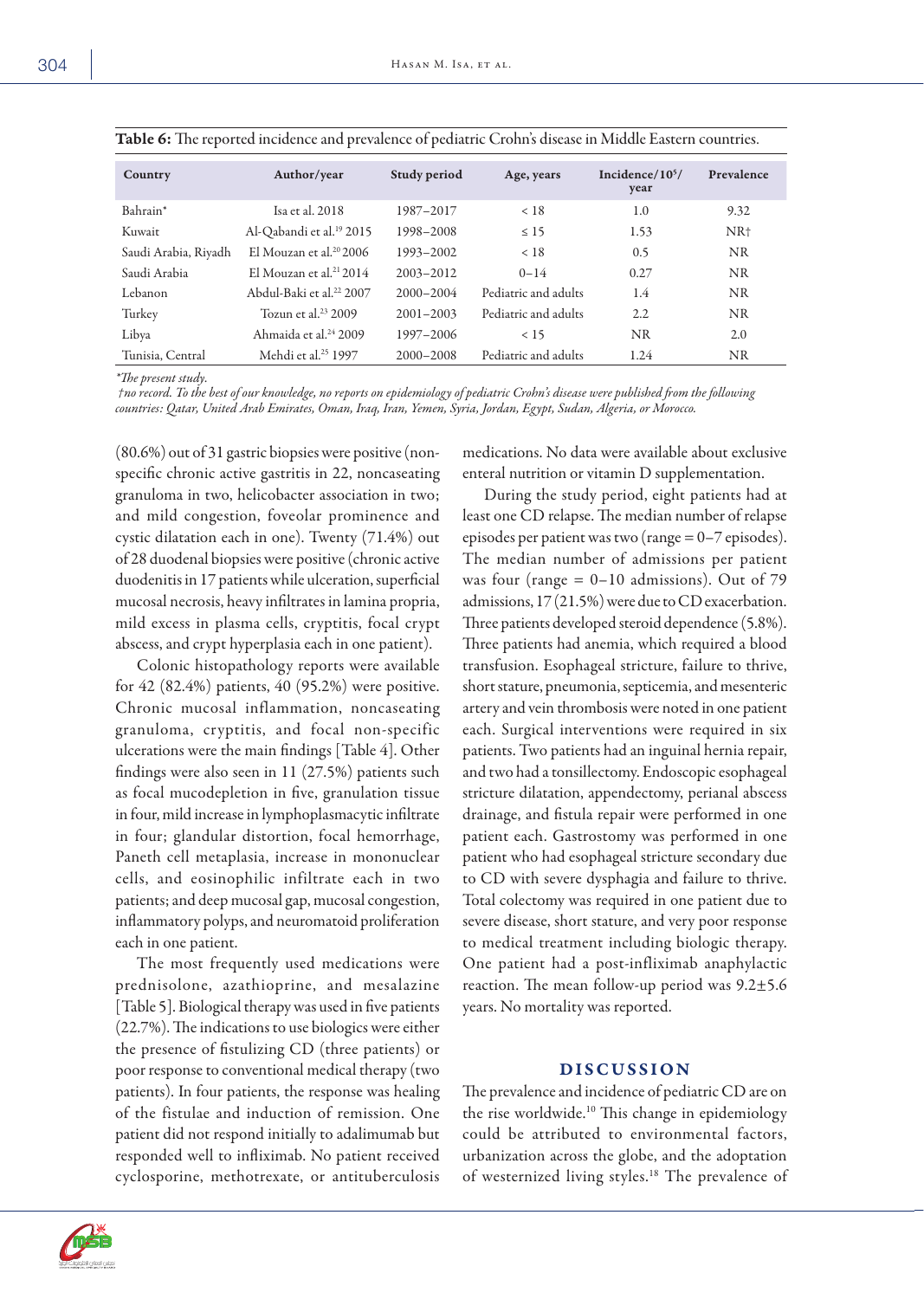**Table 6:** The reported incidence and prevalence of pediatric Crohn's disease in Middle Eastern countries.

| Country | Author/year | Study period | Age, years | Incidence/$10^5$/year | Prevalence |
|---|---|---|---|---|---|
| Bahrain* | Isa et al. 2018 | 1987–2017 | < 18 | 1.0 | 9.32 |
| Kuwait | Al-Qabandi et al.[19] 2015 | 1998–2008 | ≤ 15 | 1.53 | NR† |
| Saudi Arabia, Riyadh | El Mouzan et al.[20] 2006 | 1993–2002 | < 18 | 0.5 | NR |
| Saudi Arabia | El Mouzan et al.[21] 2014 | 2003–2012 | 0–14 | 0.27 | NR |
| Lebanon | Abdul-Baki et al.[22] 2007 | 2000–2004 | Pediatric and adults | 1.4 | NR |
| Turkey | Tozun et al.[23] 2009 | 2001–2003 | Pediatric and adults | 2.2 | NR |
| Libya | Ahmaida et al.[24] 2009 | 1997–2006 | < 15 | NR | 2.0 |
| Tunisia, Central | Mehdi et al.[25] 1997 | 2000–2008 | Pediatric and adults | 1.24 | NR |

*\*The present study.*
*†no record. To the best of our knowledge, no reports on epidemiology of pediatric Crohn's disease were published from the following countries: Qatar, United Arab Emirates, Oman, Iraq, Iran, Yemen, Syria, Jordan, Egypt, Sudan, Algeria, or Morocco.*

(80.6%) out of 31 gastric biopsies were positive (nonspecific chronic active gastritis in 22, noncaseating granuloma in two, helicobacter association in two; and mild congestion, foveolar prominence and cystic dilatation each in one). Twenty (71.4%) out of 28 duodenal biopsies were positive (chronic active duodenitis in 17 patients while ulceration, superficial mucosal necrosis, heavy infiltrates in lamina propria, mild excess in plasma cells, cryptitis, focal crypt abscess, and crypt hyperplasia each in one patient).

Colonic histopathology reports were available for 42 (82.4%) patients, 40 (95.2%) were positive. Chronic mucosal inflammation, noncaseating granuloma, cryptitis, and focal non-specific ulcerations were the main findings [Table 4]. Other findings were also seen in 11 (27.5%) patients such as focal mucodepletion in five, granulation tissue in four, mild increase in lymphoplasmacytic infiltrate in four; glandular distortion, focal hemorrhage, Paneth cell metaplasia, increase in mononuclear cells, and eosinophilic infiltrate each in two patients; and deep mucosal gap, mucosal congestion, inflammatory polyps, and neuromatoid proliferation each in one patient.

The most frequently used medications were prednisolone, azathioprine, and mesalazine [Table 5]. Biological therapy was used in five patients (22.7%). The indications to use biologics were either the presence of fistulizing CD (three patients) or poor response to conventional medical therapy (two patients). In four patients, the response was healing of the fistulae and induction of remission. One patient did not respond initially to adalimumab but responded well to infliximab. No patient received cyclosporine, methotrexate, or antituberculosis medications. No data were available about exclusive enteral nutrition or vitamin D supplementation.

During the study period, eight patients had at least one CD relapse. The median number of relapse episodes per patient was two (range = 0–7 episodes). The median number of admissions per patient was four (range = 0–10 admissions). Out of 79 admissions, 17 (21.5%) were due to CD exacerbation. Three patients developed steroid dependence (5.8%). Three patients had anemia, which required a blood transfusion. Esophageal stricture, failure to thrive, short stature, pneumonia, septicemia, and mesenteric artery and vein thrombosis were noted in one patient each. Surgical interventions were required in six patients. Two patients had an inguinal hernia repair, and two had a tonsillectomy. Endoscopic esophageal stricture dilatation, appendectomy, perianal abscess drainage, and fistula repair were performed in one patient each. Gastrostomy was performed in one patient who had esophageal stricture secondary due to CD with severe dysphagia and failure to thrive. Total colectomy was required in one patient due to severe disease, short stature, and very poor response to medical treatment including biologic therapy. One patient had a post-infliximab anaphylactic reaction. The mean follow-up period was 9.2±5.6 years. No mortality was reported.

## DISCUSSION

The prevalence and incidence of pediatric CD are on the rise worldwide.[10] This change in epidemiology could be attributed to environmental factors, urbanization across the globe, and the adoption of westernized living styles.[18] The prevalence of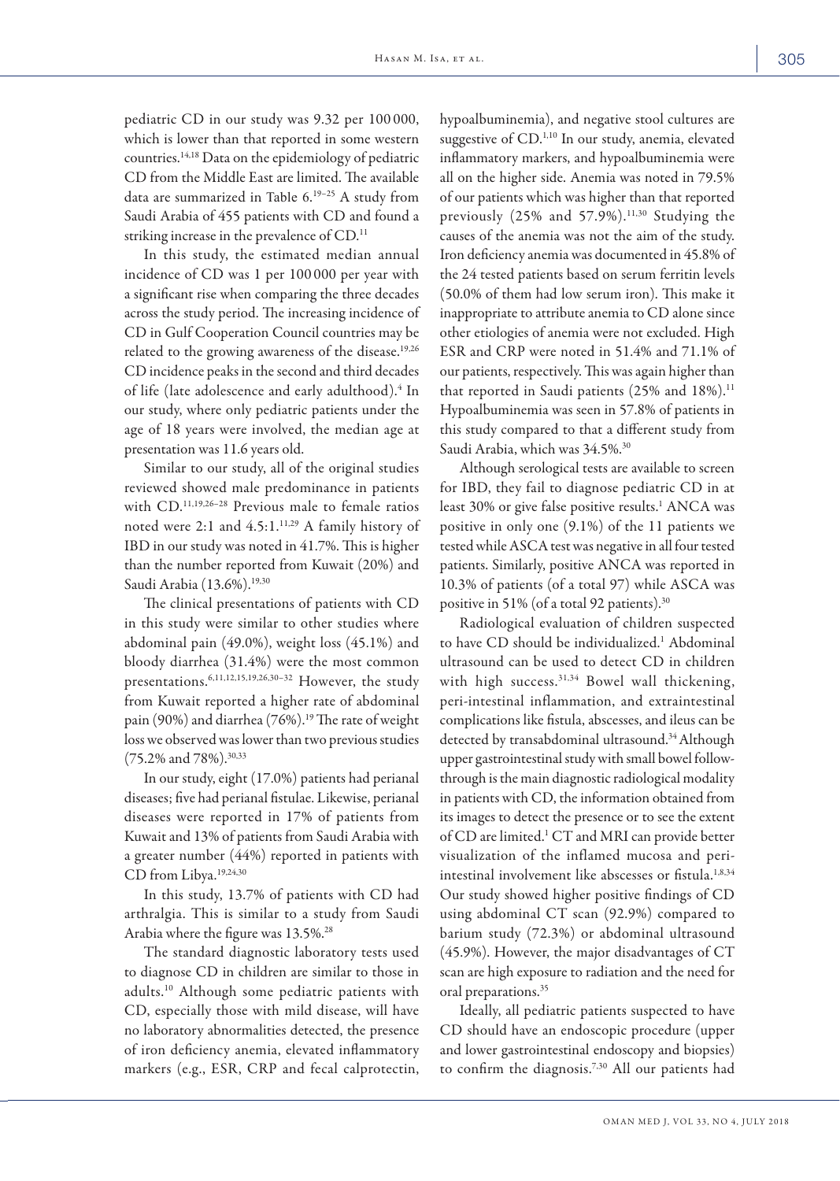pediatric CD in our study was 9.32 per 100 000, which is lower than that reported in some western countries.[14,18] Data on the epidemiology of pediatric CD from the Middle East are limited. The available data are summarized in Table 6.[19–25] A study from Saudi Arabia of 455 patients with CD and found a striking increase in the prevalence of CD.[11]

In this study, the estimated median annual incidence of CD was 1 per 100 000 per year with a significant rise when comparing the three decades across the study period. The increasing incidence of CD in Gulf Cooperation Council countries may be related to the growing awareness of the disease.[19,26] CD incidence peaks in the second and third decades of life (late adolescence and early adulthood).[4] In our study, where only pediatric patients under the age of 18 years were involved, the median age at presentation was 11.6 years old.

Similar to our study, all of the original studies reviewed showed male predominance in patients with CD.[11,19,26–28] Previous male to female ratios noted were 2:1 and 4.5:1.[11,29] A family history of IBD in our study was noted in 41.7%. This is higher than the number reported from Kuwait (20%) and Saudi Arabia (13.6%).[19,30]

The clinical presentations of patients with CD in this study were similar to other studies where abdominal pain (49.0%), weight loss (45.1%) and bloody diarrhea (31.4%) were the most common presentations.[6,11,12,15,19,26,30–32] However, the study from Kuwait reported a higher rate of abdominal pain (90%) and diarrhea (76%).[19] The rate of weight loss we observed was lower than two previous studies (75.2% and 78%).[30,33]

In our study, eight (17.0%) patients had perianal diseases; five had perianal fistulae. Likewise, perianal diseases were reported in 17% of patients from Kuwait and 13% of patients from Saudi Arabia with a greater number (44%) reported in patients with CD from Libya.[19,24,30]

In this study, 13.7% of patients with CD had arthralgia. This is similar to a study from Saudi Arabia where the figure was 13.5%.[28]

The standard diagnostic laboratory tests used to diagnose CD in children are similar to those in adults.[10] Although some pediatric patients with CD, especially those with mild disease, will have no laboratory abnormalities detected, the presence of iron deficiency anemia, elevated inflammatory markers (e.g., ESR, CRP and fecal calprotectin, hypoalbuminemia), and negative stool cultures are suggestive of CD.[1,10] In our study, anemia, elevated inflammatory markers, and hypoalbuminemia were all on the higher side. Anemia was noted in 79.5% of our patients which was higher than that reported previously (25% and 57.9%).[11,30] Studying the causes of the anemia was not the aim of the study. Iron deficiency anemia was documented in 45.8% of the 24 tested patients based on serum ferritin levels (50.0% of them had low serum iron). This make it inappropriate to attribute anemia to CD alone since other etiologies of anemia were not excluded. High ESR and CRP were noted in 51.4% and 71.1% of our patients, respectively. This was again higher than that reported in Saudi patients (25% and 18%).[11] Hypoalbuminemia was seen in 57.8% of patients in this study compared to that a different study from Saudi Arabia, which was 34.5%.[30]

Although serological tests are available to screen for IBD, they fail to diagnose pediatric CD in at least 30% or give false positive results.[1] ANCA was positive in only one (9.1%) of the 11 patients we tested while ASCA test was negative in all four tested patients. Similarly, positive ANCA was reported in 10.3% of patients (of a total 97) while ASCA was positive in 51% (of a total 92 patients).[30]

Radiological evaluation of children suspected to have CD should be individualized.[1] Abdominal ultrasound can be used to detect CD in children with high success.[31,34] Bowel wall thickening, peri-intestinal inflammation, and extraintestinal complications like fistula, abscesses, and ileus can be detected by transabdominal ultrasound.[34] Although upper gastrointestinal study with small bowel follow-through is the main diagnostic radiological modality in patients with CD, the information obtained from its images to detect the presence or to see the extent of CD are limited.[1] CT and MRI can provide better visualization of the inflamed mucosa and peri-intestinal involvement like abscesses or fistula.[1,8,34] Our study showed higher positive findings of CD using abdominal CT scan (92.9%) compared to barium study (72.3%) or abdominal ultrasound (45.9%). However, the major disadvantages of CT scan are high exposure to radiation and the need for oral preparations.[35]

Ideally, all pediatric patients suspected to have CD should have an endoscopic procedure (upper and lower gastrointestinal endoscopy and biopsies) to confirm the diagnosis.[7,30] All our patients had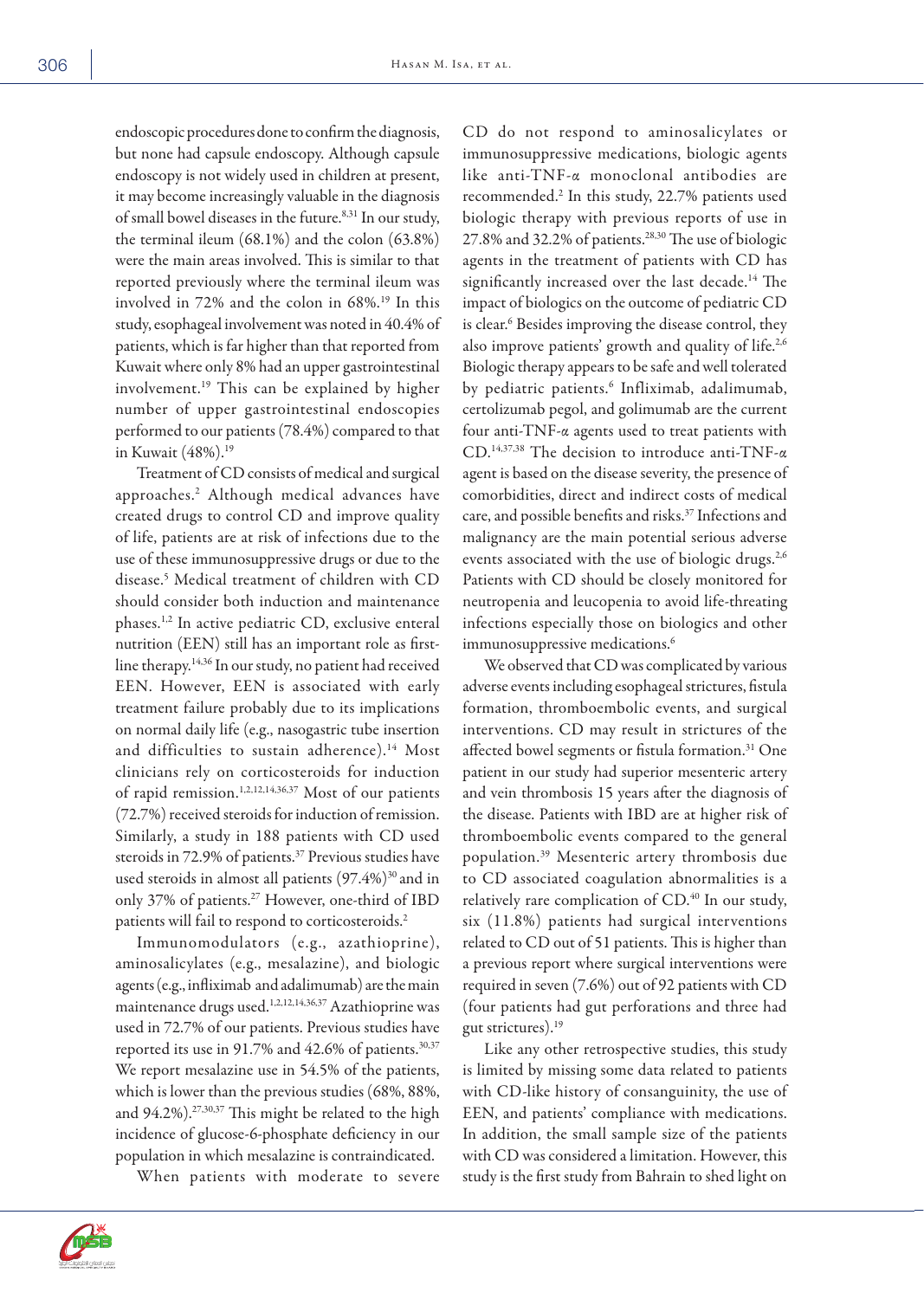endoscopic procedures done to confirm the diagnosis, but none had capsule endoscopy. Although capsule endoscopy is not widely used in children at present, it may become increasingly valuable in the diagnosis of small bowel diseases in the future.[8,31] In our study, the terminal ileum (68.1%) and the colon (63.8%) were the main areas involved. This is similar to that reported previously where the terminal ileum was involved in 72% and the colon in 68%.[19] In this study, esophageal involvement was noted in 40.4% of patients, which is far higher than that reported from Kuwait where only 8% had an upper gastrointestinal involvement.[19] This can be explained by higher number of upper gastrointestinal endoscopies performed to our patients (78.4%) compared to that in Kuwait (48%).[19]

Treatment of CD consists of medical and surgical approaches.[2] Although medical advances have created drugs to control CD and improve quality of life, patients are at risk of infections due to the use of these immunosuppressive drugs or due to the disease.[5] Medical treatment of children with CD should consider both induction and maintenance phases.[1,2] In active pediatric CD, exclusive enteral nutrition (EEN) still has an important role as first-line therapy.[14,36] In our study, no patient had received EEN. However, EEN is associated with early treatment failure probably due to its implications on normal daily life (e.g., nasogastric tube insertion and difficulties to sustain adherence).[14] Most clinicians rely on corticosteroids for induction of rapid remission.[1,2,12,14,36,37] Most of our patients (72.7%) received steroids for induction of remission. Similarly, a study in 188 patients with CD used steroids in 72.9% of patients.[37] Previous studies have used steroids in almost all patients (97.4%)[30] and in only 37% of patients.[27] However, one-third of IBD patients will fail to respond to corticosteroids.[2]

Immunomodulators (e.g., azathioprine), aminosalicylates (e.g., mesalazine), and biologic agents (e.g., infliximab and adalimumab) are the main maintenance drugs used.[1,2,12,14,36,37] Azathioprine was used in 72.7% of our patients. Previous studies have reported its use in 91.7% and 42.6% of patients.[30,37] We report mesalazine use in 54.5% of the patients, which is lower than the previous studies (68%, 88%, and 94.2%).[27,30,37] This might be related to the high incidence of glucose-6-phosphate deficiency in our population in which mesalazine is contraindicated.

When patients with moderate to severe CD do not respond to aminosalicylates or immunosuppressive medications, biologic agents like anti-TNF-α monoclonal antibodies are recommended.[2] In this study, 22.7% patients used biologic therapy with previous reports of use in 27.8% and 32.2% of patients.[28,30] The use of biologic agents in the treatment of patients with CD has significantly increased over the last decade.[14] The impact of biologics on the outcome of pediatric CD is clear.[6] Besides improving the disease control, they also improve patients' growth and quality of life.[2,6] Biologic therapy appears to be safe and well tolerated by pediatric patients.[6] Infliximab, adalimumab, certolizumab pegol, and golimumab are the current four anti-TNF-α agents used to treat patients with CD.[14,37,38] The decision to introduce anti-TNF-α agent is based on the disease severity, the presence of comorbidities, direct and indirect costs of medical care, and possible benefits and risks.[37] Infections and malignancy are the main potential serious adverse events associated with the use of biologic drugs.[2,6] Patients with CD should be closely monitored for neutropenia and leucopenia to avoid life-threating infections especially those on biologics and other immunosuppressive medications.[6]

We observed that CD was complicated by various adverse events including esophageal strictures, fistula formation, thromboembolic events, and surgical interventions. CD may result in strictures of the affected bowel segments or fistula formation.[31] One patient in our study had superior mesenteric artery and vein thrombosis 15 years after the diagnosis of the disease. Patients with IBD are at higher risk of thromboembolic events compared to the general population.[39] Mesenteric artery thrombosis due to CD associated coagulation abnormalities is a relatively rare complication of CD.[40] In our study, six (11.8%) patients had surgical interventions related to CD out of 51 patients. This is higher than a previous report where surgical interventions were required in seven (7.6%) out of 92 patients with CD (four patients had gut perforations and three had gut strictures).[19]

Like any other retrospective studies, this study is limited by missing some data related to patients with CD-like history of consanguinity, the use of EEN, and patients' compliance with medications. In addition, the small sample size of the patients with CD was considered a limitation. However, this study is the first study from Bahrain to shed light on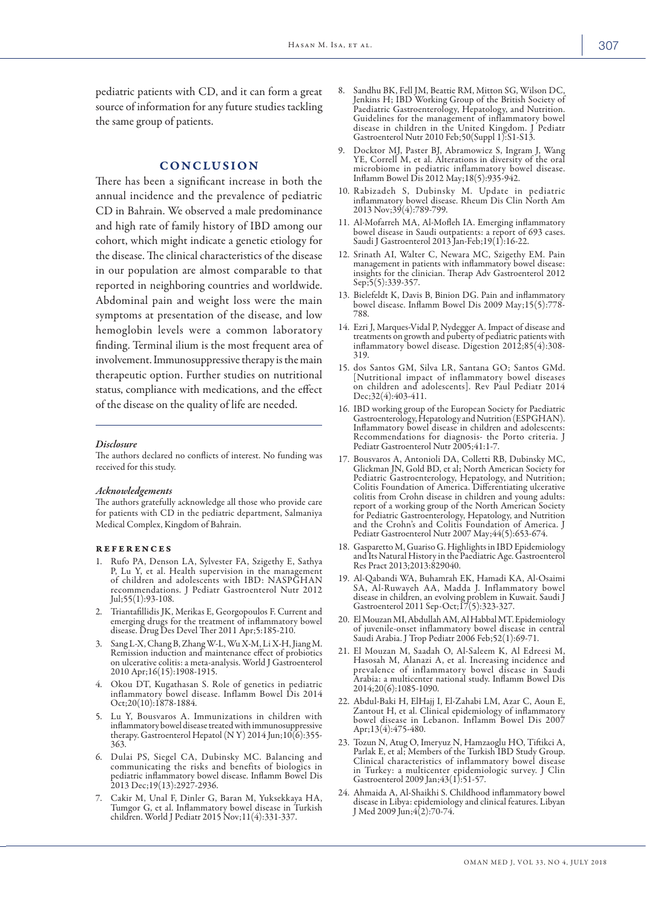pediatric patients with CD, and it can form a great source of information for any future studies tackling the same group of patients.

## CONCLUSION

There has been a significant increase in both the annual incidence and the prevalence of pediatric CD in Bahrain. We observed a male predominance and high rate of family history of IBD among our cohort, which might indicate a genetic etiology for the disease. The clinical characteristics of the disease in our population are almost comparable to that reported in neighboring countries and worldwide. Abdominal pain and weight loss were the main symptoms at presentation of the disease, and low hemoglobin levels were a common laboratory finding. Terminal ilium is the most frequent area of involvement. Immunosuppressive therapy is the main therapeutic option. Further studies on nutritional status, compliance with medications, and the effect of the disease on the quality of life are needed.

### *Disclosure*

The authors declared no conflicts of interest. No funding was received for this study.

### *Acknowledgements*

The authors gratefully acknowledge all those who provide care for patients with CD in the pediatric department, Salmaniya Medical Complex, Kingdom of Bahrain.

## REFERENCES

1. Rufo PA, Denson LA, Sylvester FA, Szigethy E, Sathya P, Lu Y, et al. Health supervision in the management of children and adolescents with IBD: NASPGHAN recommendations. J Pediatr Gastroenterol Nutr 2012 Jul;55(1):93-108.
2. Triantafillidis JK, Merikas E, Georgopoulos F. Current and emerging drugs for the treatment of inflammatory bowel disease. Drug Des Devel Ther 2011 Apr;5:185-210.
3. Sang L-X, Chang B, Zhang W-L, Wu X-M, Li X-H, Jiang M. Remission induction and maintenance effect of probiotics on ulcerative colitis: a meta-analysis. World J Gastroenterol 2010 Apr;16(15):1908-1915.
4. Okou DT, Kugathasan S. Role of genetics in pediatric inflammatory bowel disease. Inflamm Bowel Dis 2014 Oct;20(10):1878-1884.
5. Lu Y, Bousvaros A. Immunizations in children with inflammatory bowel disease treated with immunosuppressive therapy. Gastroenterol Hepatol (N Y) 2014 Jun;10(6):355-363.
6. Dulai PS, Siegel CA, Dubinsky MC. Balancing and communicating the risks and benefits of biologics in pediatric inflammatory bowel disease. Inflamm Bowel Dis 2013 Dec;19(13):2927-2936.
7. Cakir M, Unal F, Dinler G, Baran M, Yuksekkaya HA, Tumgor G, et al. Inflammatory bowel disease in Turkish children. World J Pediatr 2015 Nov;11(4):331-337.
8. Sandhu BK, Fell JM, Beattie RM, Mitton SG, Wilson DC, Jenkins H; IBD Working Group of the British Society of Paediatric Gastroenterology, Hepatology, and Nutrition. Guidelines for the management of inflammatory bowel disease in children in the United Kingdom. J Pediatr Gastroenterol Nutr 2010 Feb;50(Suppl 1):S1-S13.
9. Docktor MJ, Paster BJ, Abramowicz S, Ingram J, Wang YE, Correll M, et al. Alterations in diversity of the oral microbiome in pediatric inflammatory bowel disease. Inflamm Bowel Dis 2012 May;18(5):935-942.
10. Rabizadeh S, Dubinsky M. Update in pediatric inflammatory bowel disease. Rheum Dis Clin North Am 2013 Nov;39(4):789-799.
11. Al-Mofarreh MA, Al-Mofleh IA. Emerging inflammatory bowel disease in Saudi outpatients: a report of 693 cases. Saudi J Gastroenterol 2013 Jan-Feb;19(1):16-22.
12. Srinath AI, Walter C, Newara MC, Szigethy EM. Pain management in patients with inflammatory bowel disease: insights for the clinician. Therap Adv Gastroenterol 2012 Sep;5(5):339-357.
13. Bielefeldt K, Davis B, Binion DG. Pain and inflammatory bowel disease. Inflamm Bowel Dis 2009 May;15(5):778-788.
14. Ezri J, Marques-Vidal P, Nydegger A. Impact of disease and treatments on growth and puberty of pediatric patients with inflammatory bowel disease. Digestion 2012;85(4):308-319.
15. dos Santos GM, Silva LR, Santana GO; Santos GMd. [Nutritional impact of inflammatory bowel diseases on children and adolescents]. Rev Paul Pediatr 2014 Dec;32(4):403-411.
16. IBD working group of the European Society for Paediatric Gastroenterology, Hepatology and Nutrition (ESPGHAN). Inflammatory bowel disease in children and adolescents: Recommendations for diagnosis- the Porto criteria. J Pediatr Gastroenterol Nutr 2005;41:1-7.
17. Bousvaros A, Antonioli DA, Colletti RB, Dubinsky MC, Glickman JN, Gold BD, et al; North American Society for Pediatric Gastroenterology, Hepatology, and Nutrition; Colitis Foundation of America. Differentiating ulcerative colitis from Crohn disease in children and young adults: report of a working group of the North American Society for Pediatric Gastroenterology, Hepatology, and Nutrition and the Crohn's and Colitis Foundation of America. J Pediatr Gastroenterol Nutr 2007 May;44(5):653-674.
18. Gasparetto M, Guariso G. Highlights in IBD Epidemiology and Its Natural History in the Paediatric Age. Gastroenterol Res Pract 2013;2013:829040.
19. Al-Qabandi WA, Buhamrah EK, Hamadi KA, Al-Osaimi SA, Al-Ruwayeh AA, Madda J. Inflammatory bowel disease in children, an evolving problem in Kuwait. Saudi J Gastroenterol 2011 Sep-Oct;17(5):323-327.
20. El Mouzan MI, Abdullah AM, Al Habbal MT. Epidemiology of juvenile-onset inflammatory bowel disease in central Saudi Arabia. J Trop Pediatr 2006 Feb;52(1):69-71.
21. El Mouzan M, Saadah O, Al-Saleem K, Al Edreesi M, Hasosah M, Alanazi A, et al. Increasing incidence and prevalence of inflammatory bowel disease in Saudi Arabia: a multicenter national study. Inflamm Bowel Dis 2014;20(6):1085-1090.
22. Abdul-Baki H, ElHajj I, El-Zahabi LM, Azar C, Aoun E, Zantout H, et al. Clinical epidemiology of inflammatory bowel disease in Lebanon. Inflamm Bowel Dis 2007 Apr;13(4):475-480.
23. Tozun N, Atug O, Imeryuz N, Hamzaoglu HO, Tiftikci A, Parlak E, et al; Members of the Turkish IBD Study Group. Clinical characteristics of inflammatory bowel disease in Turkey: a multicenter epidemiologic survey. J Clin Gastroenterol 2009 Jan;43(1):51-57.
24. Ahmaida A, Al-Shaikhi S. Childhood inflammatory bowel disease in Libya: epidemiology and clinical features. Libyan J Med 2009 Jun;4(2):70-74.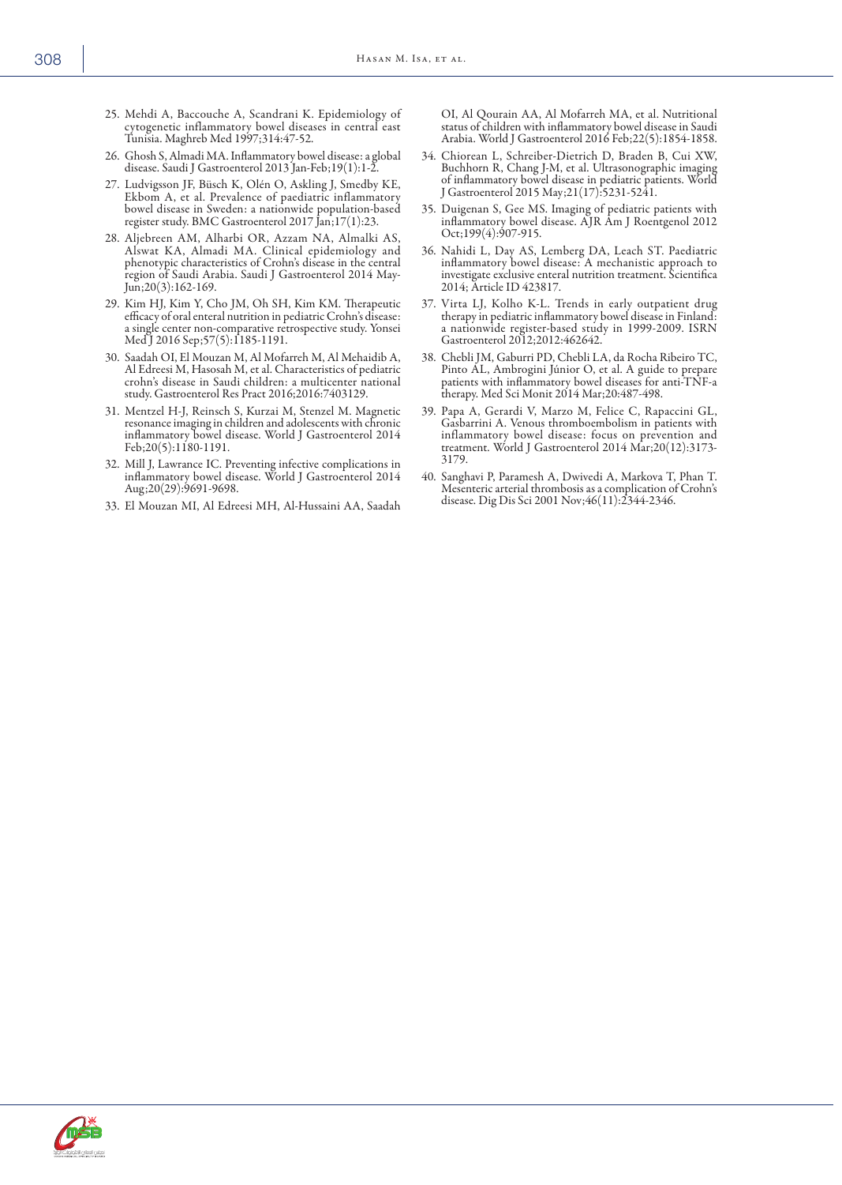25. Mehdi A, Baccouche A, Scandrani K. Epidemiology of cytogenetic inflammatory bowel diseases in central east Tunisia. Maghreb Med 1997;314:47-52.
26. Ghosh S, Almadi MA. Inflammatory bowel disease: a global disease. Saudi J Gastroenterol 2013 Jan-Feb;19(1):1-2.
27. Ludvigsson JF, Büsch K, Olén O, Askling J, Smedby KE, Ekbom A, et al. Prevalence of paediatric inflammatory bowel disease in Sweden: a nationwide population-based register study. BMC Gastroenterol 2017 Jan;17(1):23.
28. Aljebreen AM, Alharbi OR, Azzam NA, Almalki AS, Alswat KA, Almadi MA. Clinical epidemiology and phenotypic characteristics of Crohn's disease in the central region of Saudi Arabia. Saudi J Gastroenterol 2014 May-Jun;20(3):162-169.
29. Kim HJ, Kim Y, Cho JM, Oh SH, Kim KM. Therapeutic efficacy of oral enteral nutrition in pediatric Crohn's disease: a single center non-comparative retrospective study. Yonsei Med J 2016 Sep;57(5):1185-1191.
30. Saadah OI, El Mouzan M, Al Mofarreh M, Al Mehaidib A, Al Edreesi M, Hasosah M, et al. Characteristics of pediatric crohn's disease in Saudi children: a multicenter national study. Gastroenterol Res Pract 2016;2016:7403129.
31. Mentzel H-J, Reinsch S, Kurzai M, Stenzel M. Magnetic resonance imaging in children and adolescents with chronic inflammatory bowel disease. World J Gastroenterol 2014 Feb;20(5):1180-1191.
32. Mill J, Lawrance IC. Preventing infective complications in inflammatory bowel disease. World J Gastroenterol 2014 Aug;20(29):9691-9698.
33. El Mouzan MI, Al Edreesi MH, Al-Hussaini AA, Saadah OI, Al Qourain AA, Al Mofarreh MA, et al. Nutritional status of children with inflammatory bowel disease in Saudi Arabia. World J Gastroenterol 2016 Feb;22(5):1854-1858.
34. Chiorean L, Schreiber-Dietrich D, Braden B, Cui XW, Buchhorn R, Chang J-M, et al. Ultrasonographic imaging of inflammatory bowel disease in pediatric patients. World J Gastroenterol 2015 May;21(17):5231-5241.
35. Duigenan S, Gee MS. Imaging of pediatric patients with inflammatory bowel disease. AJR Am J Roentgenol 2012 Oct;199(4):907-915.
36. Nahidi L, Day AS, Lemberg DA, Leach ST. Paediatric inflammatory bowel disease: A mechanistic approach to investigate exclusive enteral nutrition treatment. Scientifica 2014; Article ID 423817.
37. Virta LJ, Kolho K-L. Trends in early outpatient drug therapy in pediatric inflammatory bowel disease in Finland: a nationwide register-based study in 1999-2009. ISRN Gastroenterol 2012;2012:462642.
38. Chebli JM, Gaburri PD, Chebli LA, da Rocha Ribeiro TC, Pinto AL, Ambrogini Júnior O, et al. A guide to prepare patients with inflammatory bowel diseases for anti-TNF-a therapy. Med Sci Monit 2014 Mar;20:487-498.
39. Papa A, Gerardi V, Marzo M, Felice C, Rapaccini GL, Gasbarrini A. Venous thromboembolism in patients with inflammatory bowel disease: focus on prevention and treatment. World J Gastroenterol 2014 Mar;20(12):3173-3179.
40. Sanghavi P, Paramesh A, Dwivedi A, Markova T, Phan T. Mesenteric arterial thrombosis as a complication of Crohn's disease. Dig Dis Sci 2001 Nov;46(11):2344-2346.